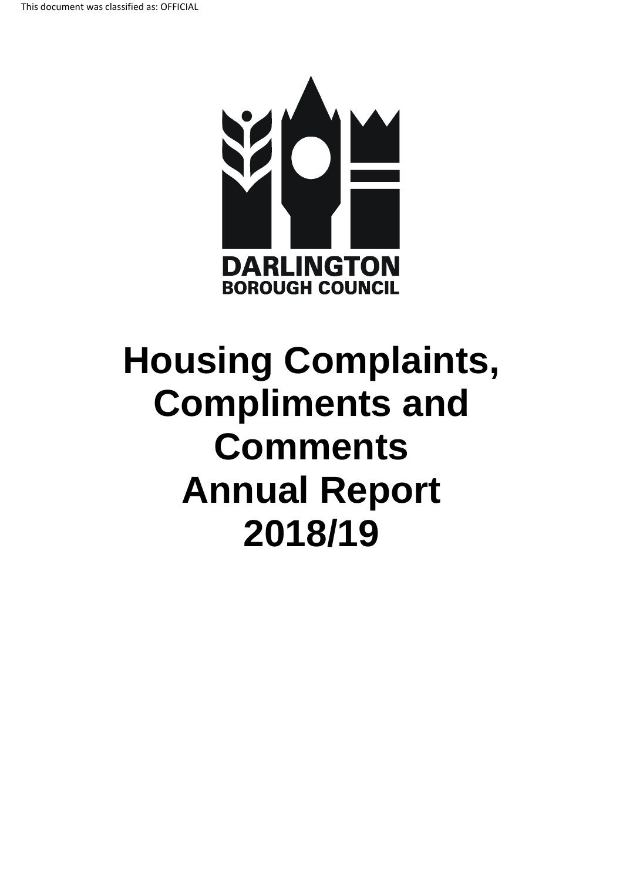This document was classified as: OFFICIAL

DARLINGTON
BOROUGH COUNCIL

# Housing Complaints, Compliments and Comments Annual Report 2018/19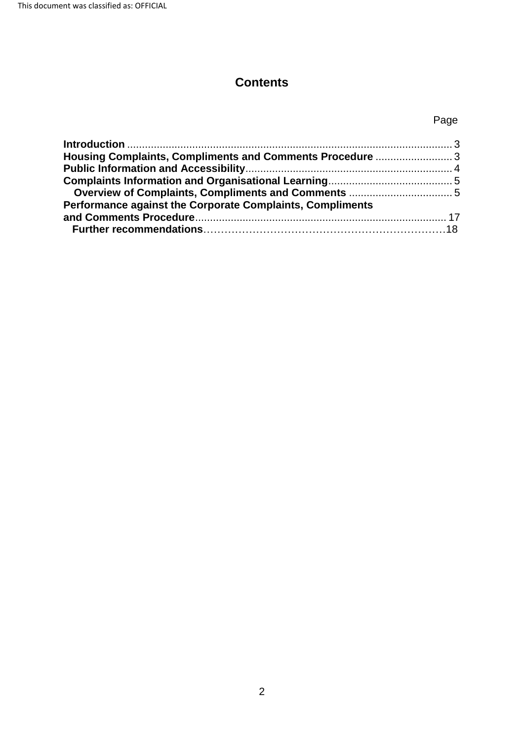# Contents

| | Page |
|---|---|
| **Introduction** | 3 |
| **Housing Complaints, Compliments and Comments Procedure** | 3 |
| **Public Information and Accessibility** | 4 |
| **Complaints Information and Organisational Learning** | 5 |
| **Overview of Complaints, Compliments and Comments** | 5 |
| **Performance against the Corporate Complaints, Compliments and Comments Procedure** | 17 |
| **Further recommendations** | 18 |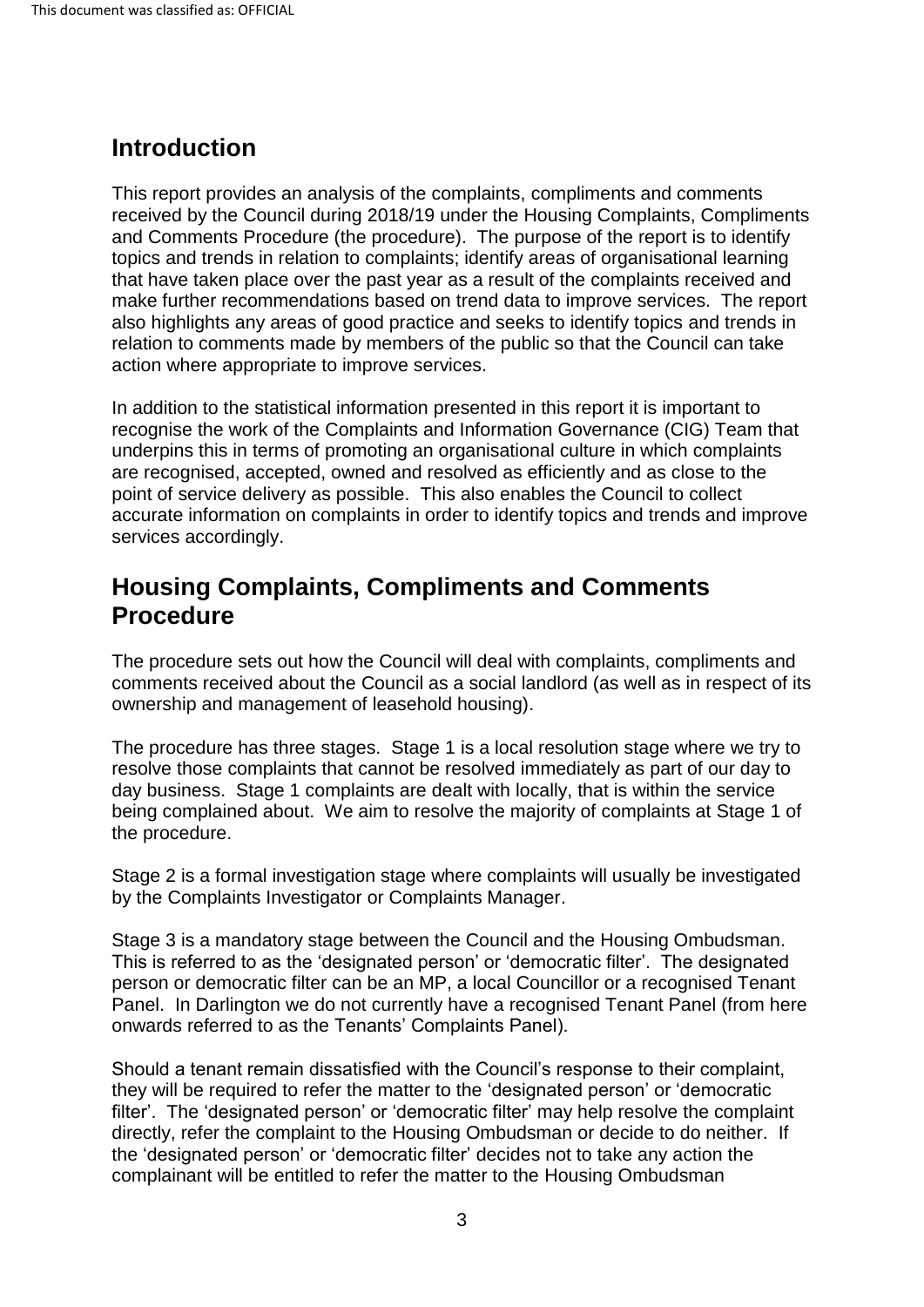## Introduction

This report provides an analysis of the complaints, compliments and comments received by the Council during 2018/19 under the Housing Complaints, Compliments and Comments Procedure (the procedure). The purpose of the report is to identify topics and trends in relation to complaints; identify areas of organisational learning that have taken place over the past year as a result of the complaints received and make further recommendations based on trend data to improve services. The report also highlights any areas of good practice and seeks to identify topics and trends in relation to comments made by members of the public so that the Council can take action where appropriate to improve services.

In addition to the statistical information presented in this report it is important to recognise the work of the Complaints and Information Governance (CIG) Team that underpins this in terms of promoting an organisational culture in which complaints are recognised, accepted, owned and resolved as efficiently and as close to the point of service delivery as possible. This also enables the Council to collect accurate information on complaints in order to identify topics and trends and improve services accordingly.

## Housing Complaints, Compliments and Comments Procedure

The procedure sets out how the Council will deal with complaints, compliments and comments received about the Council as a social landlord (as well as in respect of its ownership and management of leasehold housing).

The procedure has three stages. Stage 1 is a local resolution stage where we try to resolve those complaints that cannot be resolved immediately as part of our day to day business. Stage 1 complaints are dealt with locally, that is within the service being complained about. We aim to resolve the majority of complaints at Stage 1 of the procedure.

Stage 2 is a formal investigation stage where complaints will usually be investigated by the Complaints Investigator or Complaints Manager.

Stage 3 is a mandatory stage between the Council and the Housing Ombudsman. This is referred to as the 'designated person' or 'democratic filter'. The designated person or democratic filter can be an MP, a local Councillor or a recognised Tenant Panel. In Darlington we do not currently have a recognised Tenant Panel (from here onwards referred to as the Tenants' Complaints Panel).

Should a tenant remain dissatisfied with the Council's response to their complaint, they will be required to refer the matter to the 'designated person' or 'democratic filter'. The 'designated person' or 'democratic filter' may help resolve the complaint directly, refer the complaint to the Housing Ombudsman or decide to do neither. If the 'designated person' or 'democratic filter' decides not to take any action the complainant will be entitled to refer the matter to the Housing Ombudsman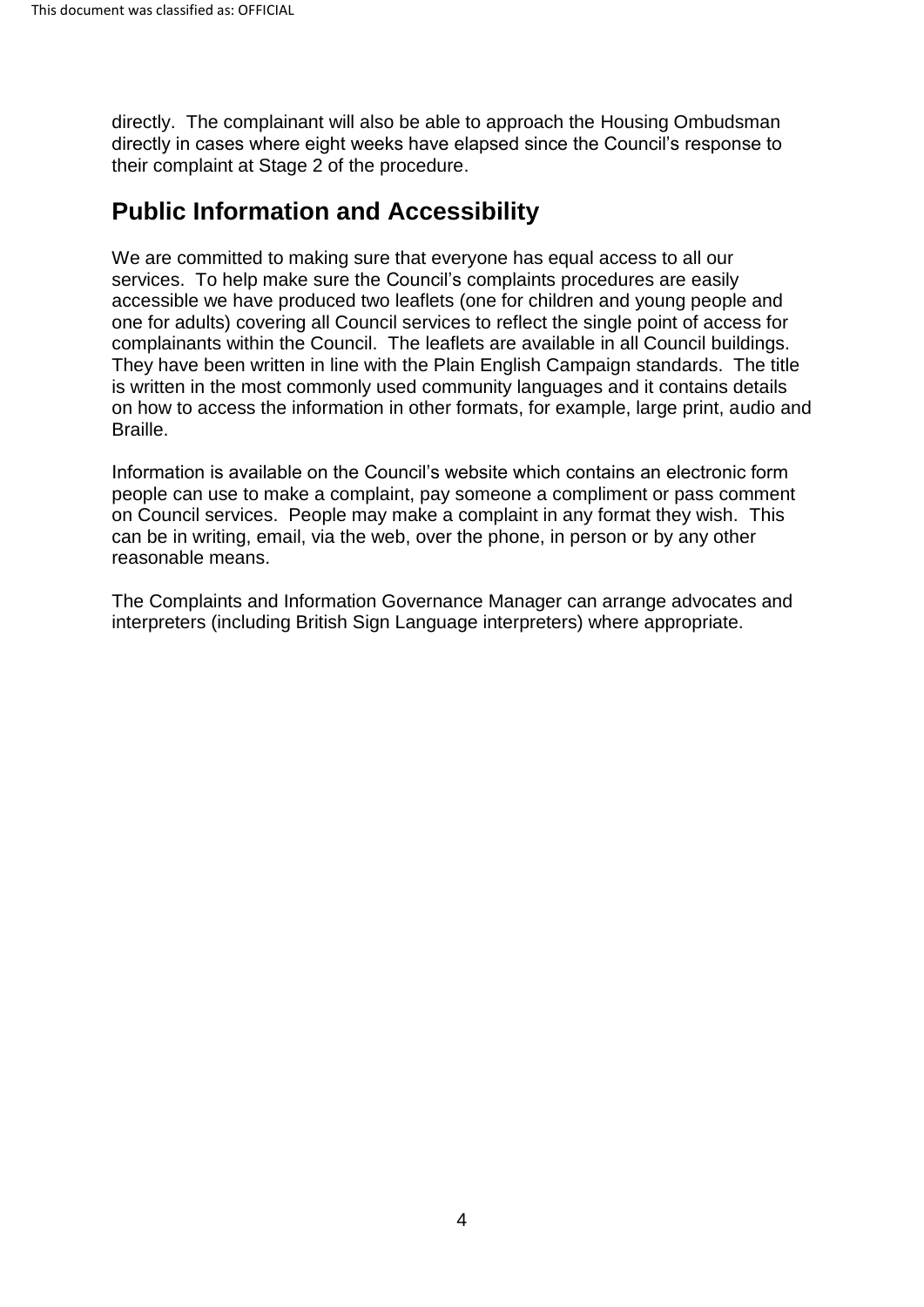directly. The complainant will also be able to approach the Housing Ombudsman directly in cases where eight weeks have elapsed since the Council's response to their complaint at Stage 2 of the procedure.

## Public Information and Accessibility

We are committed to making sure that everyone has equal access to all our services. To help make sure the Council's complaints procedures are easily accessible we have produced two leaflets (one for children and young people and one for adults) covering all Council services to reflect the single point of access for complainants within the Council. The leaflets are available in all Council buildings. They have been written in line with the Plain English Campaign standards. The title is written in the most commonly used community languages and it contains details on how to access the information in other formats, for example, large print, audio and Braille.

Information is available on the Council's website which contains an electronic form people can use to make a complaint, pay someone a compliment or pass comment on Council services. People may make a complaint in any format they wish. This can be in writing, email, via the web, over the phone, in person or by any other reasonable means.

The Complaints and Information Governance Manager can arrange advocates and interpreters (including British Sign Language interpreters) where appropriate.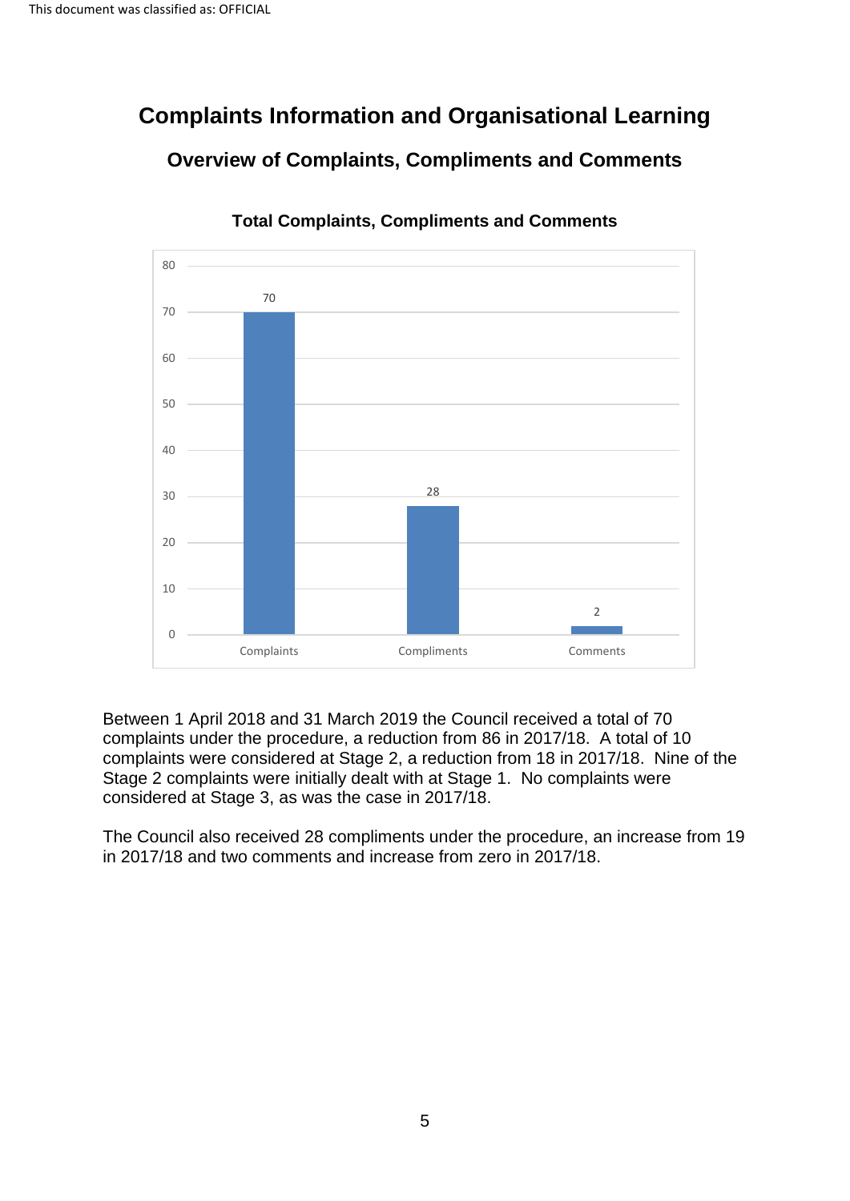# Complaints Information and Organisational Learning

## Overview of Complaints, Compliments and Comments

### Total Complaints, Compliments and Comments

| Category | Number |
| --- | --- |
| Complaints | 70 |
| Compliments | 28 |
| Comments | 2 |

Between 1 April 2018 and 31 March 2019 the Council received a total of 70 complaints under the procedure, a reduction from 86 in 2017/18. A total of 10 complaints were considered at Stage 2, a reduction from 18 in 2017/18. Nine of the Stage 2 complaints were initially dealt with at Stage 1. No complaints were considered at Stage 3, as was the case in 2017/18.

The Council also received 28 compliments under the procedure, an increase from 19 in 2017/18 and two comments and increase from zero in 2017/18.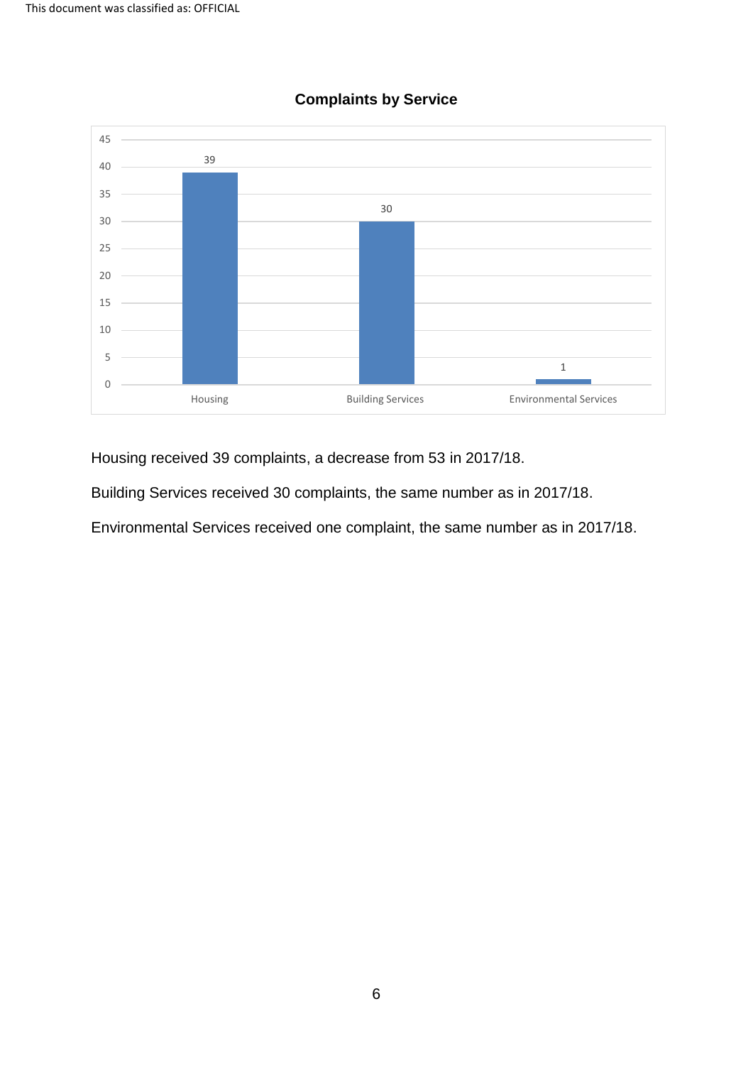**Complaints by Service**

| Service | Complaints |
|---|---|
| Housing | 39 |
| Building Services | 30 |
| Environmental Services | 1 |

Housing received 39 complaints, a decrease from 53 in 2017/18.

Building Services received 30 complaints, the same number as in 2017/18.

Environmental Services received one complaint, the same number as in 2017/18.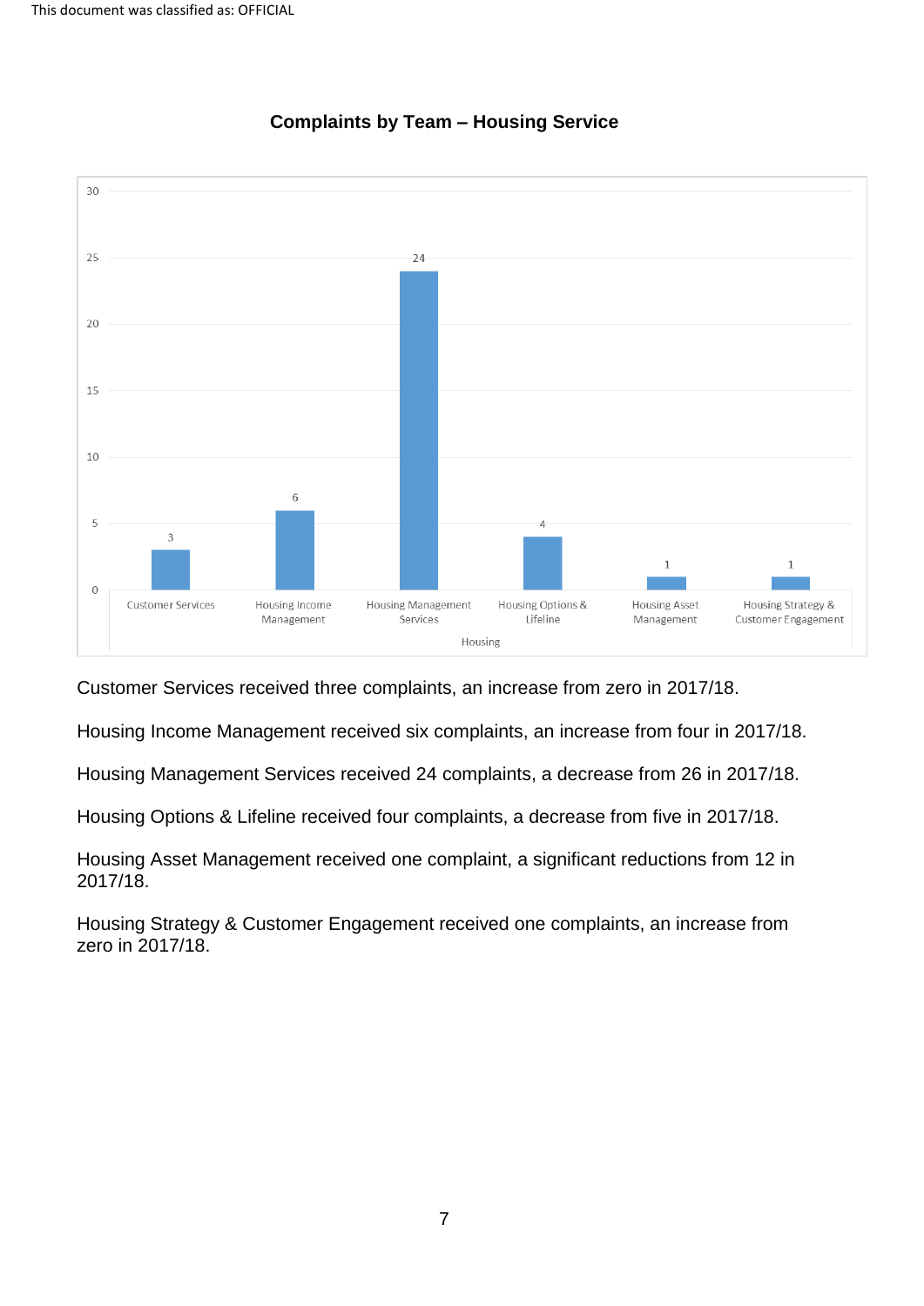**Complaints by Team – Housing Service**

| Housing | Complaints |
|---|---|
| Customer Services | 3 |
| Housing Income Management | 6 |
| Housing Management Services | 24 |
| Housing Options & Lifeline | 4 |
| Housing Asset Management | 1 |
| Housing Strategy & Customer Engagement | 1 |

Customer Services received three complaints, an increase from zero in 2017/18.

Housing Income Management received six complaints, an increase from four in 2017/18.

Housing Management Services received 24 complaints, a decrease from 26 in 2017/18.

Housing Options & Lifeline received four complaints, a decrease from five in 2017/18.

Housing Asset Management received one complaint, a significant reductions from 12 in 2017/18.

Housing Strategy & Customer Engagement received one complaints, an increase from zero in 2017/18.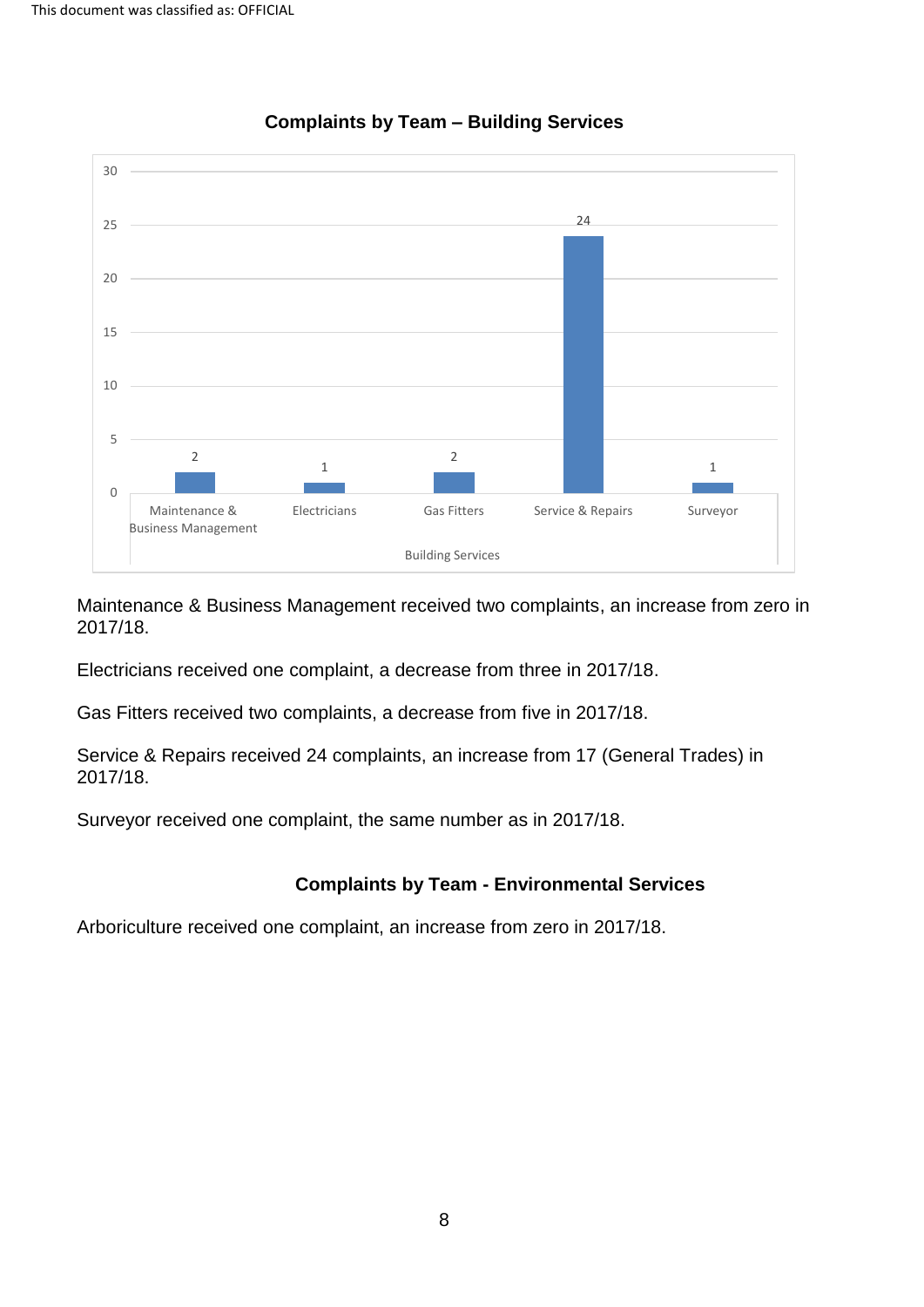## Complaints by Team – Building Services

| Building Services | Complaints |
|---|---|
| Maintenance & Business Management | 2 |
| Electricians | 1 |
| Gas Fitters | 2 |
| Service & Repairs | 24 |
| Surveyor | 1 |

Maintenance & Business Management received two complaints, an increase from zero in 2017/18.

Electricians received one complaint, a decrease from three in 2017/18.

Gas Fitters received two complaints, a decrease from five in 2017/18.

Service & Repairs received 24 complaints, an increase from 17 (General Trades) in 2017/18.

Surveyor received one complaint, the same number as in 2017/18.

## Complaints by Team - Environmental Services

Arboriculture received one complaint, an increase from zero in 2017/18.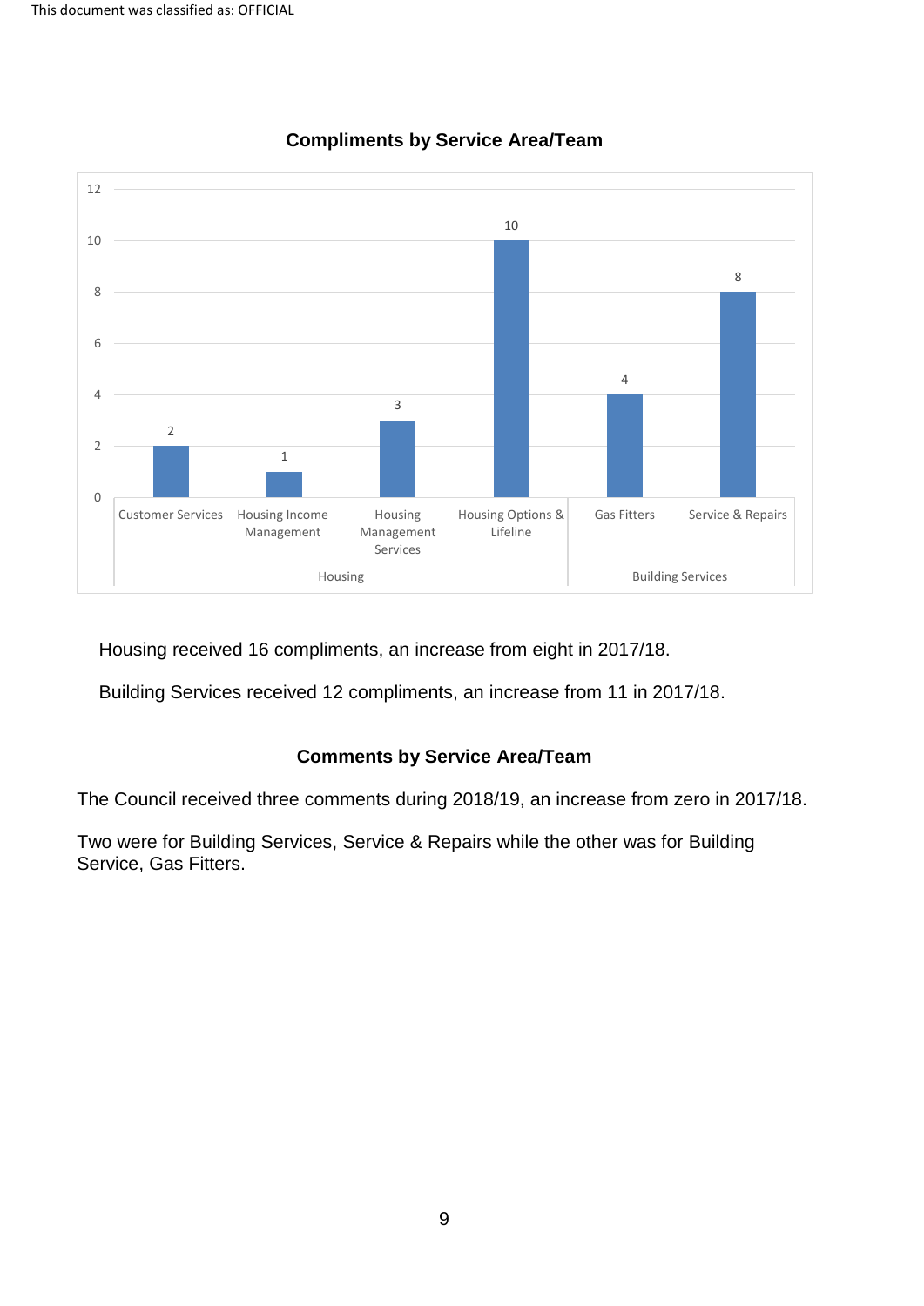**Compliments by Service Area/Team**

| Service Area | Team | Compliments |
|---|---|---|
| Housing | Customer Services | 2 |
| | Housing Income Management | 1 |
| | Housing Management Services | 3 |
| | Housing Options & Lifeline | 10 |
| Building Services | Gas Fitters | 4 |
| | Service & Repairs | 8 |

Housing received 16 compliments, an increase from eight in 2017/18.

Building Services received 12 compliments, an increase from 11 in 2017/18.

**Comments by Service Area/Team**

The Council received three comments during 2018/19, an increase from zero in 2017/18.

Two were for Building Services, Service & Repairs while the other was for Building Service, Gas Fitters.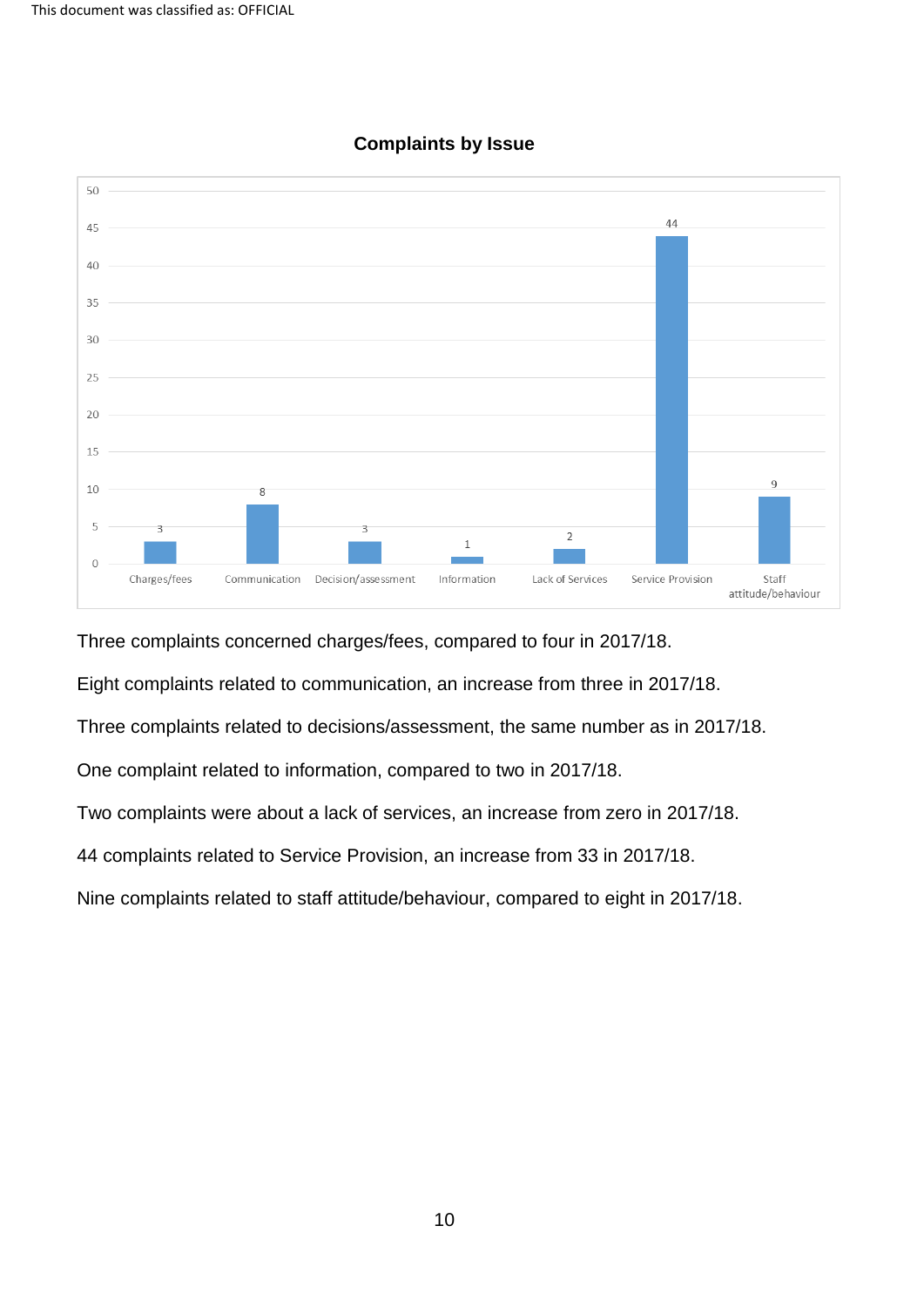**Complaints by Issue**

| Issue | Number |
|---|---|
| Charges/fees | 3 |
| Communication | 8 |
| Decision/assessment | 3 |
| Information | 1 |
| Lack of Services | 2 |
| Service Provision | 44 |
| Staff attitude/behaviour | 9 |

Three complaints concerned charges/fees, compared to four in 2017/18.

Eight complaints related to communication, an increase from three in 2017/18.

Three complaints related to decisions/assessment, the same number as in 2017/18.

One complaint related to information, compared to two in 2017/18.

Two complaints were about a lack of services, an increase from zero in 2017/18.

44 complaints related to Service Provision, an increase from 33 in 2017/18.

Nine complaints related to staff attitude/behaviour, compared to eight in 2017/18.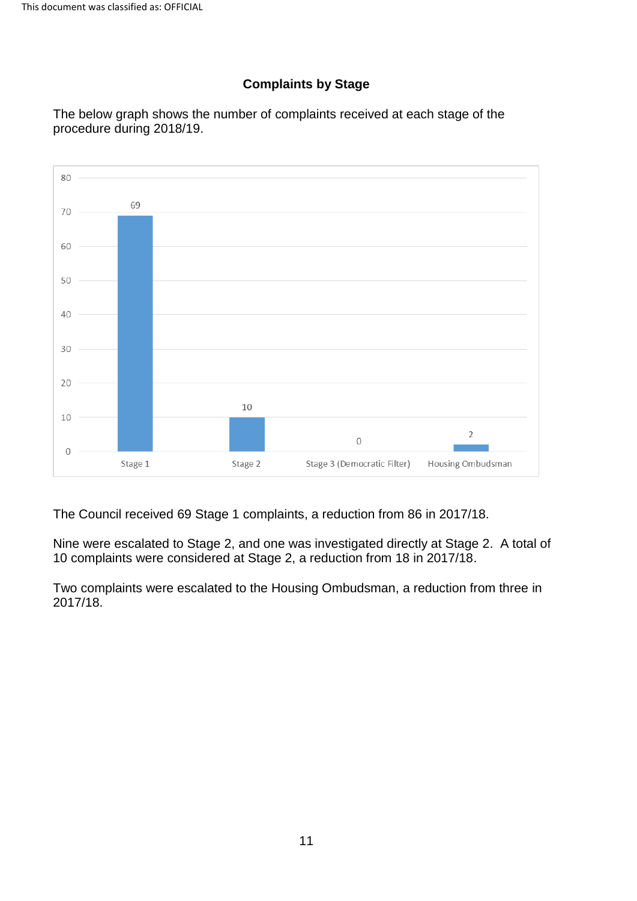## Complaints by Stage

The below graph shows the number of complaints received at each stage of the procedure during 2018/19.

| Stage | Number of complaints |
| --- | --- |
| Stage 1 | 69 |
| Stage 2 | 10 |
| Stage 3 (Democratic Filter) | 0 |
| Housing Ombudsman | 2 |

The Council received 69 Stage 1 complaints, a reduction from 86 in 2017/18.

Nine were escalated to Stage 2, and one was investigated directly at Stage 2. A total of 10 complaints were considered at Stage 2, a reduction from 18 in 2017/18.

Two complaints were escalated to the Housing Ombudsman, a reduction from three in 2017/18.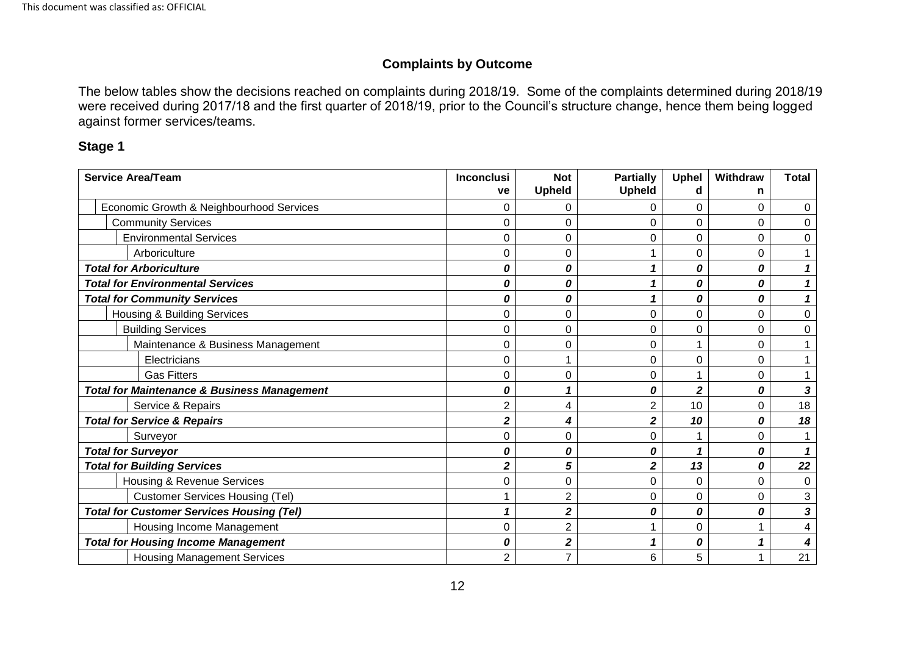## Complaints by Outcome

The below tables show the decisions reached on complaints during 2018/19. Some of the complaints determined during 2018/19 were received during 2017/18 and the first quarter of 2018/19, prior to the Council's structure change, hence them being logged against former services/teams.

### Stage 1

| Service Area/Team | Inconclusive | Not Upheld | Partially Upheld | Upheld | Withdrawn | Total |
|---|---|---|---|---|---|---|
| Economic Growth & Neighbourhood Services | 0 | 0 | 0 | 0 | 0 | 0 |
| Community Services | 0 | 0 | 0 | 0 | 0 | 0 |
| Environmental Services | 0 | 0 | 0 | 0 | 0 | 0 |
| Arboriculture | 0 | 0 | 1 | 0 | 0 | 1 |
| ***Total for Arboriculture*** | ***0*** | ***0*** | ***1*** | ***0*** | ***0*** | ***1*** |
| ***Total for Environmental Services*** | ***0*** | ***0*** | ***1*** | ***0*** | ***0*** | ***1*** |
| ***Total for Community Services*** | ***0*** | ***0*** | ***1*** | ***0*** | ***0*** | ***1*** |
| Housing & Building Services | 0 | 0 | 0 | 0 | 0 | 0 |
| Building Services | 0 | 0 | 0 | 0 | 0 | 0 |
| Maintenance & Business Management | 0 | 0 | 0 | 1 | 0 | 1 |
| Electricians | 0 | 1 | 0 | 0 | 0 | 1 |
| Gas Fitters | 0 | 0 | 0 | 1 | 0 | 1 |
| ***Total for Maintenance & Business Management*** | ***0*** | ***1*** | ***0*** | ***2*** | ***0*** | ***3*** |
| Service & Repairs | 2 | 4 | 2 | 10 | 0 | 18 |
| ***Total for Service & Repairs*** | ***2*** | ***4*** | ***2*** | ***10*** | ***0*** | ***18*** |
| Surveyor | 0 | 0 | 0 | 1 | 0 | 1 |
| ***Total for Surveyor*** | ***0*** | ***0*** | ***0*** | ***1*** | ***0*** | ***1*** |
| ***Total for Building Services*** | ***2*** | ***5*** | ***2*** | ***13*** | ***0*** | ***22*** |
| Housing & Revenue Services | 0 | 0 | 0 | 0 | 0 | 0 |
| Customer Services Housing (Tel) | 1 | 2 | 0 | 0 | 0 | 3 |
| ***Total for Customer Services Housing (Tel)*** | ***1*** | ***2*** | ***0*** | ***0*** | ***0*** | ***3*** |
| Housing Income Management | 0 | 2 | 1 | 0 | 1 | 4 |
| ***Total for Housing Income Management*** | ***0*** | ***2*** | ***1*** | ***0*** | ***1*** | ***4*** |
| Housing Management Services | 2 | 7 | 6 | 5 | 1 | 21 |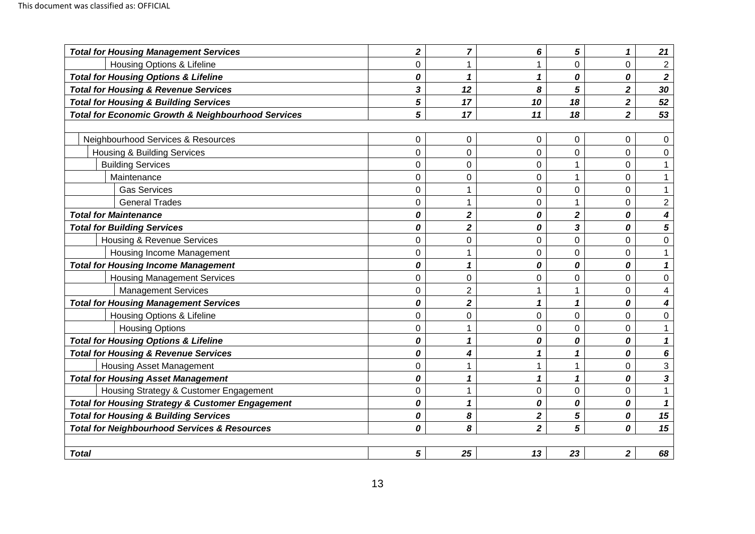| | | | | | | |
|---|---|---|---|---|---|---|
| ***Total for Housing Management Services*** | ***2*** | ***7*** | ***6*** | ***5*** | ***1*** | ***21*** |
| Housing Options & Lifeline | 0 | 1 | 1 | 0 | 0 | 2 |
| ***Total for Housing Options & Lifeline*** | ***0*** | ***1*** | ***1*** | ***0*** | ***0*** | ***2*** |
| ***Total for Housing & Revenue Services*** | ***3*** | ***12*** | ***8*** | ***5*** | ***2*** | ***30*** |
| ***Total for Housing & Building Services*** | ***5*** | ***17*** | ***10*** | ***18*** | ***2*** | ***52*** |
| ***Total for Economic Growth & Neighbourhood Services*** | ***5*** | ***17*** | ***11*** | ***18*** | ***2*** | ***53*** |
| | | | | | | |
| Neighbourhood Services & Resources | 0 | 0 | 0 | 0 | 0 | 0 |
| Housing & Building Services | 0 | 0 | 0 | 0 | 0 | 0 |
| Building Services | 0 | 0 | 0 | 1 | 0 | 1 |
| Maintenance | 0 | 0 | 0 | 1 | 0 | 1 |
| Gas Services | 0 | 1 | 0 | 0 | 0 | 1 |
| General Trades | 0 | 1 | 0 | 1 | 0 | 2 |
| ***Total for Maintenance*** | ***0*** | ***2*** | ***0*** | ***2*** | ***0*** | ***4*** |
| ***Total for Building Services*** | ***0*** | ***2*** | ***0*** | ***3*** | ***0*** | ***5*** |
| Housing & Revenue Services | 0 | 0 | 0 | 0 | 0 | 0 |
| Housing Income Management | 0 | 1 | 0 | 0 | 0 | 1 |
| ***Total for Housing Income Management*** | ***0*** | ***1*** | ***0*** | ***0*** | ***0*** | ***1*** |
| Housing Management Services | 0 | 0 | 0 | 0 | 0 | 0 |
| Management Services | 0 | 2 | 1 | 1 | 0 | 4 |
| ***Total for Housing Management Services*** | ***0*** | ***2*** | ***1*** | ***1*** | ***0*** | ***4*** |
| Housing Options & Lifeline | 0 | 0 | 0 | 0 | 0 | 0 |
| Housing Options | 0 | 1 | 0 | 0 | 0 | 1 |
| ***Total for Housing Options & Lifeline*** | ***0*** | ***1*** | ***0*** | ***0*** | ***0*** | ***1*** |
| ***Total for Housing & Revenue Services*** | ***0*** | ***4*** | ***1*** | ***1*** | ***0*** | ***6*** |
| Housing Asset Management | 0 | 1 | 1 | 1 | 0 | 3 |
| ***Total for Housing Asset Management*** | ***0*** | ***1*** | ***1*** | ***1*** | ***0*** | ***3*** |
| Housing Strategy & Customer Engagement | 0 | 1 | 0 | 0 | 0 | 1 |
| ***Total for Housing Strategy & Customer Engagement*** | ***0*** | ***1*** | ***0*** | ***0*** | ***0*** | ***1*** |
| ***Total for Housing & Building Services*** | ***0*** | ***8*** | ***2*** | ***5*** | ***0*** | ***15*** |
| ***Total for Neighbourhood Services & Resources*** | ***0*** | ***8*** | ***2*** | ***5*** | ***0*** | ***15*** |
| | | | | | | |
| ***Total*** | ***5*** | ***25*** | ***13*** | ***23*** | ***2*** | ***68*** |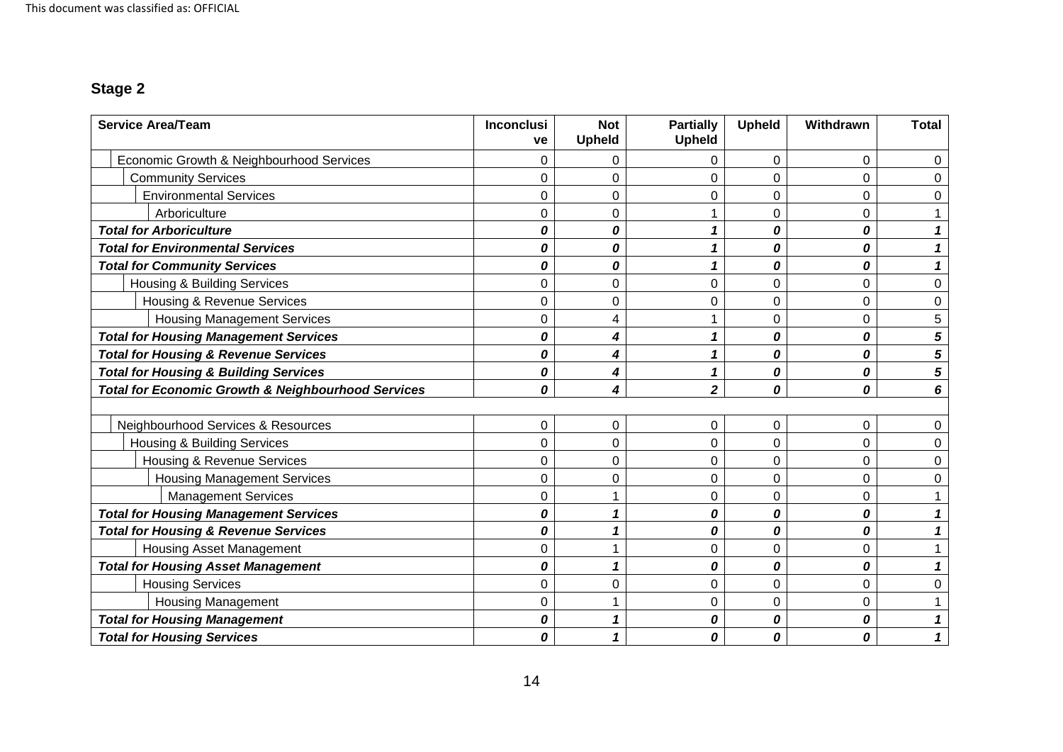## Stage 2

| Service Area/Team | Inconclusive | Not Upheld | Partially Upheld | Upheld | Withdrawn | Total |
|---|---|---|---|---|---|---|
| Economic Growth & Neighbourhood Services | 0 | 0 | 0 | 0 | 0 | 0 |
| Community Services | 0 | 0 | 0 | 0 | 0 | 0 |
| Environmental Services | 0 | 0 | 0 | 0 | 0 | 0 |
| Arboriculture | 0 | 0 | 1 | 0 | 0 | 1 |
| ***Total for Arboriculture*** | ***0*** | ***0*** | ***1*** | ***0*** | ***0*** | ***1*** |
| ***Total for Environmental Services*** | ***0*** | ***0*** | ***1*** | ***0*** | ***0*** | ***1*** |
| ***Total for Community Services*** | ***0*** | ***0*** | ***1*** | ***0*** | ***0*** | ***1*** |
| Housing & Building Services | 0 | 0 | 0 | 0 | 0 | 0 |
| Housing & Revenue Services | 0 | 0 | 0 | 0 | 0 | 0 |
| Housing Management Services | 0 | 4 | 1 | 0 | 0 | 5 |
| ***Total for Housing Management Services*** | ***0*** | ***4*** | ***1*** | ***0*** | ***0*** | ***5*** |
| ***Total for Housing & Revenue Services*** | ***0*** | ***4*** | ***1*** | ***0*** | ***0*** | ***5*** |
| ***Total for Housing & Building Services*** | ***0*** | ***4*** | ***1*** | ***0*** | ***0*** | ***5*** |
| ***Total for Economic Growth & Neighbourhood Services*** | ***0*** | ***4*** | ***2*** | ***0*** | ***0*** | ***6*** |
| | | | | | | |
| Neighbourhood Services & Resources | 0 | 0 | 0 | 0 | 0 | 0 |
| Housing & Building Services | 0 | 0 | 0 | 0 | 0 | 0 |
| Housing & Revenue Services | 0 | 0 | 0 | 0 | 0 | 0 |
| Housing Management Services | 0 | 0 | 0 | 0 | 0 | 0 |
| Management Services | 0 | 1 | 0 | 0 | 0 | 1 |
| ***Total for Housing Management Services*** | ***0*** | ***1*** | ***0*** | ***0*** | ***0*** | ***1*** |
| ***Total for Housing & Revenue Services*** | ***0*** | ***1*** | ***0*** | ***0*** | ***0*** | ***1*** |
| Housing Asset Management | 0 | 1 | 0 | 0 | 0 | 1 |
| ***Total for Housing Asset Management*** | ***0*** | ***1*** | ***0*** | ***0*** | ***0*** | ***1*** |
| Housing Services | 0 | 0 | 0 | 0 | 0 | 0 |
| Housing Management | 0 | 1 | 0 | 0 | 0 | 1 |
| ***Total for Housing Management*** | ***0*** | ***1*** | ***0*** | ***0*** | ***0*** | ***1*** |
| ***Total for Housing Services*** | ***0*** | ***1*** | ***0*** | ***0*** | ***0*** | ***1*** |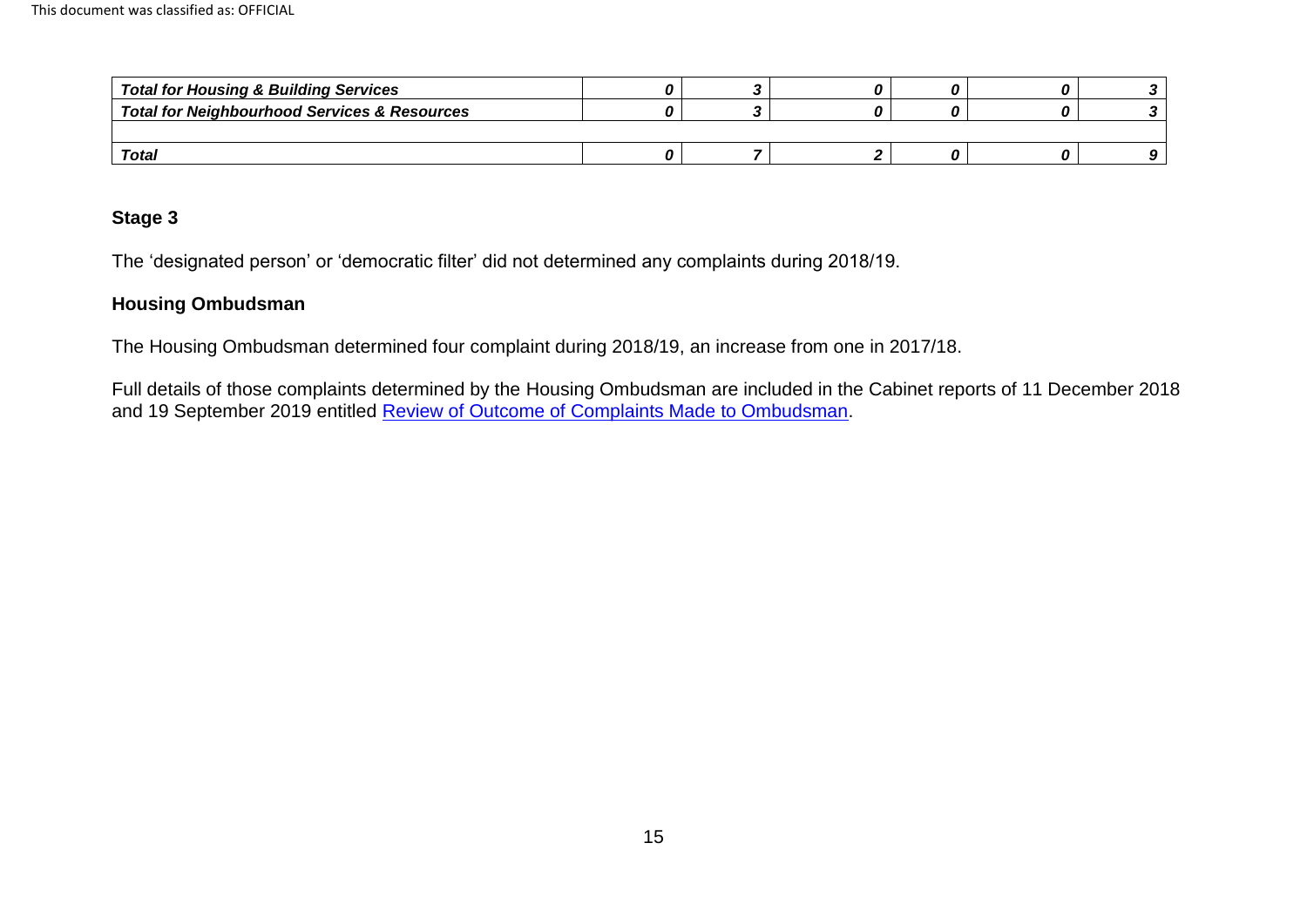| | | | | | | |
|---|---|---|---|---|---|---|
| ***Total for Housing & Building Services*** | ***0*** | ***3*** | ***0*** | ***0*** | ***0*** | ***3*** |
| ***Total for Neighbourhood Services & Resources*** | ***0*** | ***3*** | ***0*** | ***0*** | ***0*** | ***3*** |
| | | | | | | |
| ***Total*** | ***0*** | ***7*** | ***2*** | ***0*** | ***0*** | ***9*** |

## Stage 3

The 'designated person' or 'democratic filter' did not determined any complaints during 2018/19.

## Housing Ombudsman

The Housing Ombudsman determined four complaint during 2018/19, an increase from one in 2017/18.

Full details of those complaints determined by the Housing Ombudsman are included in the Cabinet reports of 11 December 2018 and 19 September 2019 entitled [Review of Outcome of Complaints Made to Ombudsman](#).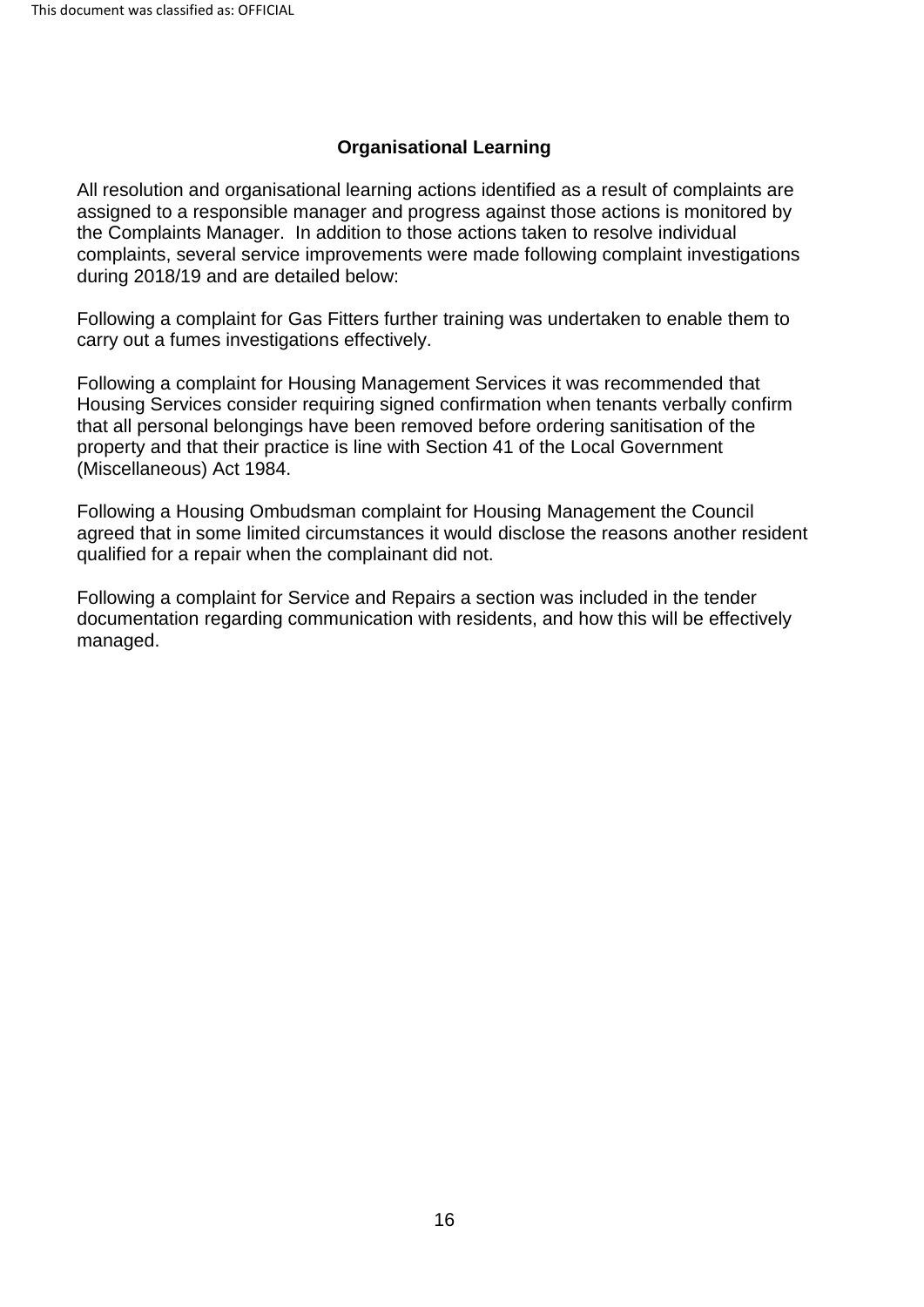## Organisational Learning

All resolution and organisational learning actions identified as a result of complaints are assigned to a responsible manager and progress against those actions is monitored by the Complaints Manager. In addition to those actions taken to resolve individual complaints, several service improvements were made following complaint investigations during 2018/19 and are detailed below:

Following a complaint for Gas Fitters further training was undertaken to enable them to carry out a fumes investigations effectively.

Following a complaint for Housing Management Services it was recommended that Housing Services consider requiring signed confirmation when tenants verbally confirm that all personal belongings have been removed before ordering sanitisation of the property and that their practice is line with Section 41 of the Local Government (Miscellaneous) Act 1984.

Following a Housing Ombudsman complaint for Housing Management the Council agreed that in some limited circumstances it would disclose the reasons another resident qualified for a repair when the complainant did not.

Following a complaint for Service and Repairs a section was included in the tender documentation regarding communication with residents, and how this will be effectively managed.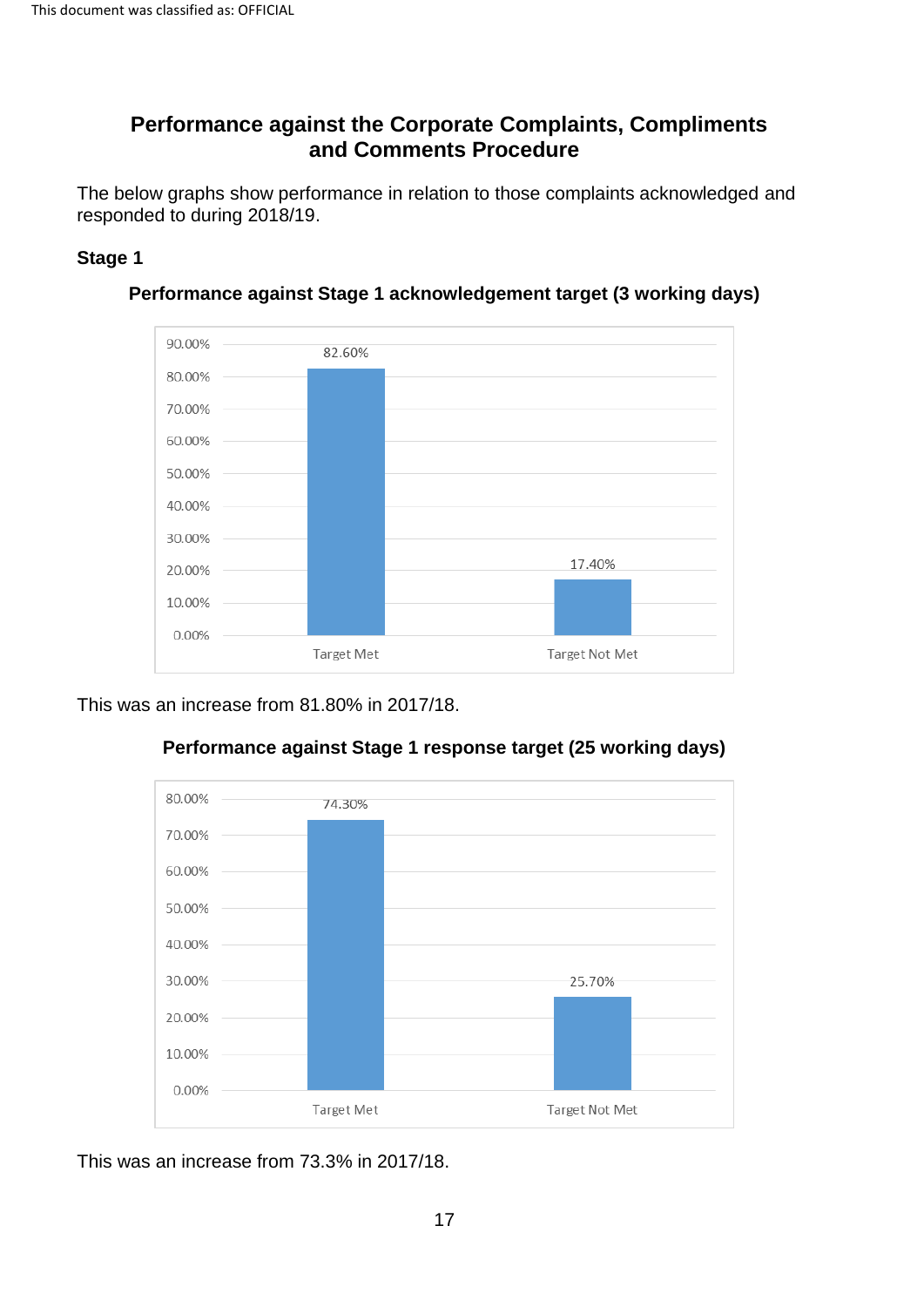This document was classified as: OFFICIAL

## Performance against the Corporate Complaints, Compliments and Comments Procedure

The below graphs show performance in relation to those complaints acknowledged and responded to during 2018/19.

### Stage 1

**Performance against Stage 1 acknowledgement target (3 working days)**

| | Percentage |
|---|---|
| Target Met | 82.60% |
| Target Not Met | 17.40% |

This was an increase from 81.80% in 2017/18.

**Performance against Stage 1 response target (25 working days)**

| | Percentage |
|---|---|
| Target Met | 74.30% |
| Target Not Met | 25.70% |

This was an increase from 73.3% in 2017/18.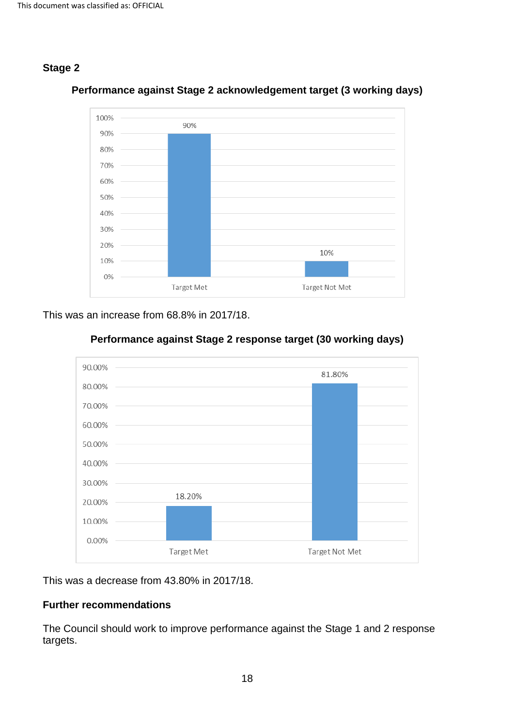## Stage 2

**Performance against Stage 2 acknowledgement target (3 working days)**

100%
90%
80%
70%
60%
50%
40%
30%
20%
10%
0%

90%
10%

Target Met
Target Not Met

This was an increase from 68.8% in 2017/18.

**Performance against Stage 2 response target (30 working days)**

90.00%
80.00%
70.00%
60.00%
50.00%
40.00%
30.00%
20.00%
10.00%
0.00%

18.20%
81.80%

Target Met
Target Not Met

This was a decrease from 43.80% in 2017/18.

### Further recommendations

The Council should work to improve performance against the Stage 1 and 2 response targets.